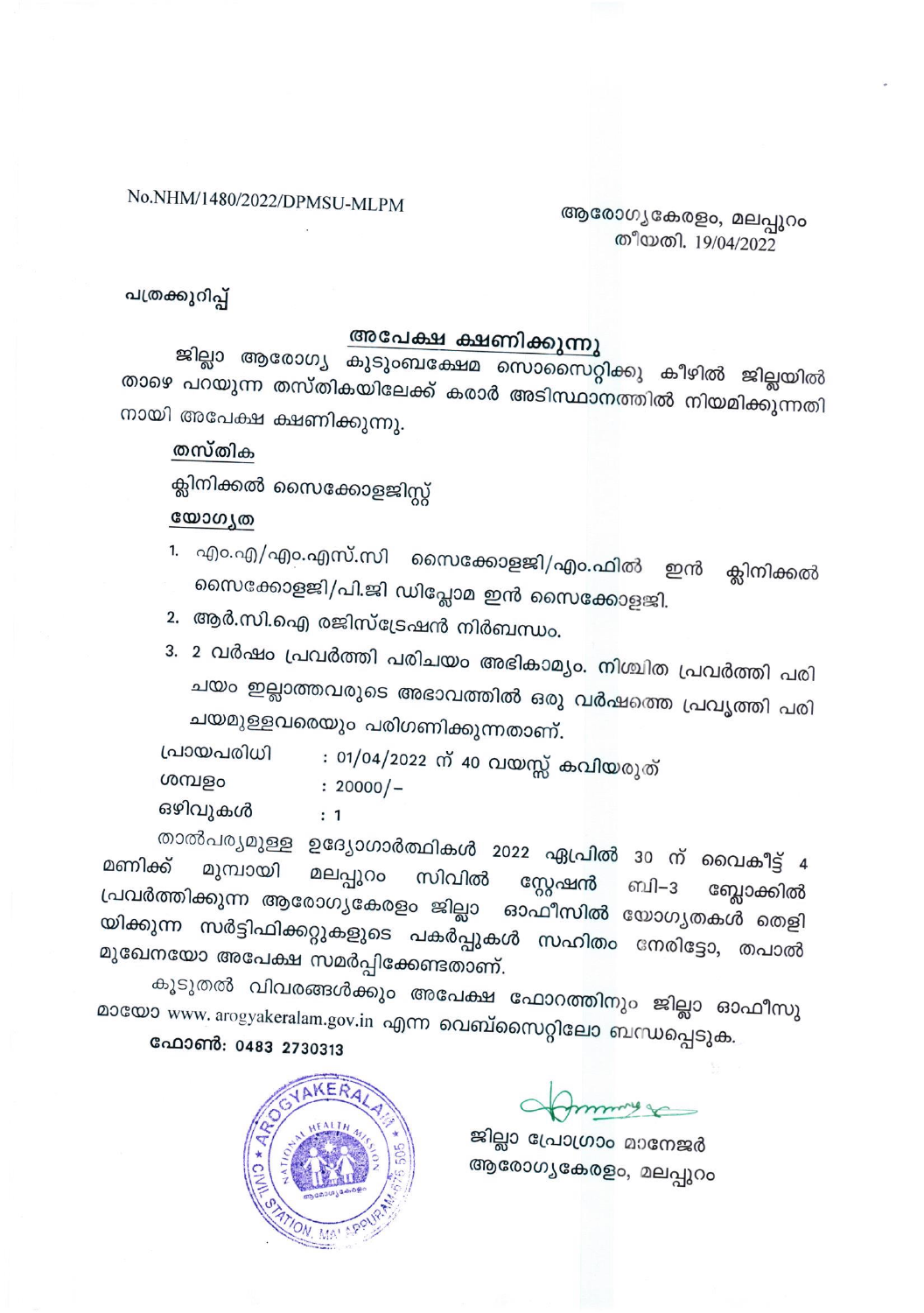No.NHM/1480/2022/DPMSU-MLPM

ആരോഗ്യകേരളം, മലപ്പുറം
തീയതി. 19/04/2022

പത്രക്കുറിപ്പ്

## അപേക്ഷ ക്ഷണിക്കുന്നു

ജില്ലാ ആരോഗ്യ കുടുംബക്ഷേമ സൊസൈറ്റിക്കു കീഴിൽ ജില്ലയിൽ താഴെ പറയുന്ന തസ്തികയിലേക്ക് കരാർ അടിസ്ഥാനത്തിൽ നിയമിക്കുന്നതിനായി അപേക്ഷ ക്ഷണിക്കുന്നു.

**തസ്തിക**

ക്ലിനിക്കൽ സൈക്കോളജിസ്റ്റ്

**യോഗ്യത**

1. എം.എ/എം.എസ്.സി സൈക്കോളജി/എം.ഫിൽ ഇൻ ക്ലിനിക്കൽ സൈക്കോളജി/പി.ജി ഡിപ്ലോമ ഇൻ സൈക്കോളജി.
2. ആർ.സി.ഐ രജിസ്ട്രേഷൻ നിർബന്ധം.
3. 2 വർഷം പ്രവർത്തി പരിചയം അഭികാമ്യം. നിശ്ചിത പ്രവർത്തി പരിചയം ഇല്ലാത്തവരുടെ അഭാവത്തിൽ ഒരു വർഷത്തെ പ്രവൃത്തി പരിചയമുള്ളവരെയും പരിഗണിക്കുന്നതാണ്.

പ്രായപരിധി : 01/04/2022 ന് 40 വയസ്സ് കവിയരുത്
ശമ്പളം : 20000/-
ഒഴിവുകൾ : 1

താൽപര്യമുള്ള ഉദ്യോഗാർത്ഥികൾ 2022 ഏപ്രിൽ 30 ന് വൈകീട്ട് 4 മണിക്ക് മുമ്പായി മലപ്പുറം സിവിൽ സ്റ്റേഷൻ ബി-3 ബ്ലോക്കിൽ പ്രവർത്തിക്കുന്ന ആരോഗ്യകേരളം ജില്ലാ ഓഫീസിൽ യോഗ്യതകൾ തെളിയിക്കുന്ന സർട്ടിഫിക്കറ്റുകളുടെ പകർപ്പുകൾ സഹിതം നേരിട്ടോ, തപാൽ മുഖേനയോ അപേക്ഷ സമർപ്പിക്കേണ്ടതാണ്.

കൂടുതൽ വിവരങ്ങൾക്കും അപേക്ഷ ഫോറത്തിനും ജില്ലാ ഓഫീസുമായോ www. arogyakeralam.gov.in എന്ന വെബ്സൈറ്റിലോ ബന്ധപ്പെടുക.

**ഫോൺ: 0483 2730313**

ജില്ലാ പ്രോഗ്രാം മാനേജർ
ആരോഗ്യകേരളം, മലപ്പുറം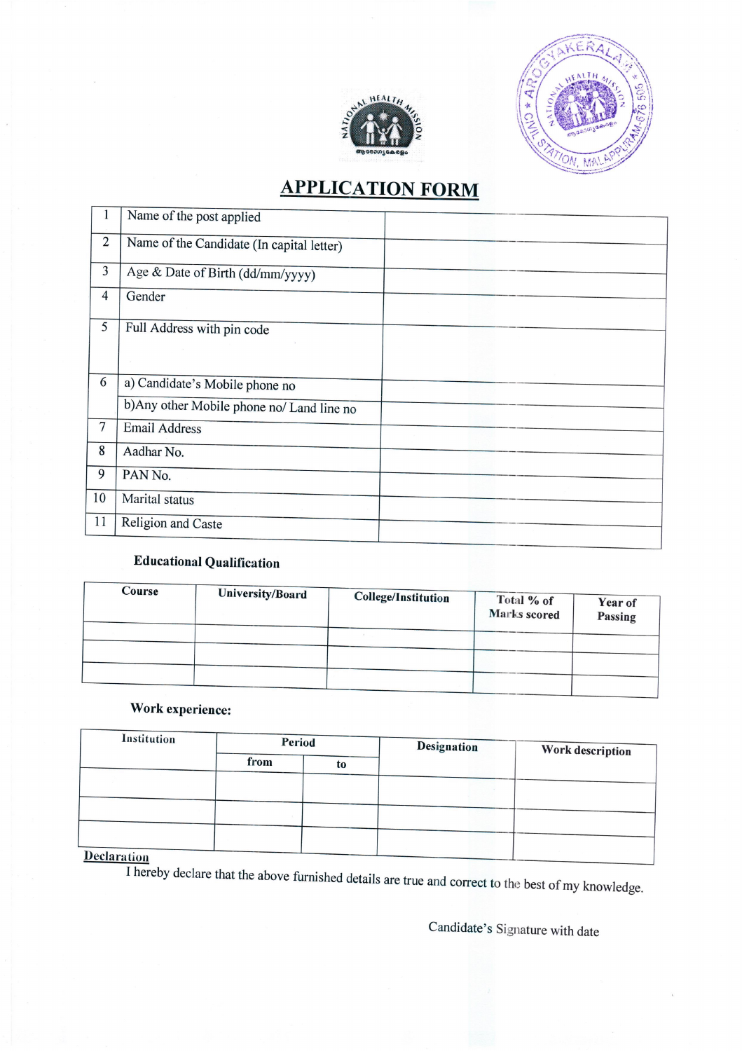# APPLICATION FORM

| | | |
|---|---|---|
| 1 | Name of the post applied | |
| 2 | Name of the Candidate (In capital letter) | |
| 3 | Age & Date of Birth (dd/mm/yyyy) | |
| 4 | Gender | |
| 5 | Full Address with pin code | |
| 6 | a) Candidate's Mobile phone no | |
| | b)Any other Mobile phone no/ Land line no | |
| 7 | Email Address | |
| 8 | Aadhar No. | |
| 9 | PAN No. | |
| 10 | Marital status | |
| 11 | Religion and Caste | |

**Educational Qualification**

| Course | University/Board | College/Institution | Total % of Marks scored | Year of Passing |
|---|---|---|---|---|
| | | | | |
| | | | | |
| | | | | |

**Work experience:**

| Institution | Period | | Designation | Work description |
|---|---|---|---|---|
| | from | to | | |
| | | | | |
| | | | | |
| | | | | |

**Declaration**

I hereby declare that the above furnished details are true and correct to the best of my knowledge.

Candidate's Signature with date